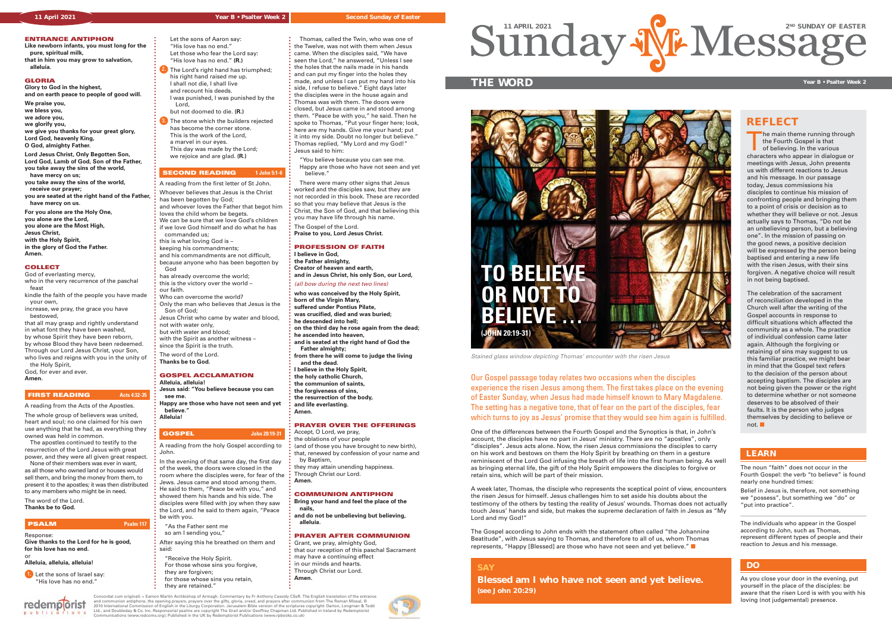# Sunday Message

11 APRIL 2021 — 2ND SUNDAY OF EASTER

Year B • Psalter Week 2 — Second Sunday of Easter

## ENTRANCE ANTIPHON

**Like newborn infants, you must long for the pure, spiritual milk,**
**that in him you may grow to salvation, alleluia.**

## GLORIA

**Glory to God in the highest,**
**and on earth peace to people of good will.**
**We praise you,**
**we bless you,**
**we adore you,**
**we glorify you,**
**we give you thanks for your great glory,**
**Lord God, heavenly King,**
**O God, almighty Father.**
**Lord Jesus Christ, Only Begotten Son,**
**Lord God, Lamb of God, Son of the Father,**
**you take away the sins of the world,**
**have mercy on us;**
**you take away the sins of the world,**
**receive our prayer;**
**you are seated at the right hand of the Father,**
**have mercy on us.**
**For you alone are the Holy One,**
**you alone are the Lord,**
**you alone are the Most High,**
**Jesus Christ,**
**with the Holy Spirit,**
**in the glory of God the Father.**
**Amen.**

## COLLECT

God of everlasting mercy,
who in the very recurrence of the paschal feast
kindle the faith of the people you have made your own,
increase, we pray, the grace you have bestowed,
that all may grasp and rightly understand
in what font they have been washed,
by whose Spirit they have been reborn,
by whose Blood they have been redeemed.
Through our Lord Jesus Christ, your Son,
who lives and reigns with you in the unity of the Holy Spirit,
God, for ever and ever.
**Amen.**

## FIRST READING — Acts 4:32-35

A reading from the Acts of the Apostles.

The whole group of believers was united, heart and soul; no one claimed for his own use anything that he had, as everything they owned was held in common.

The apostles continued to testify to the resurrection of the Lord Jesus with great power, and they were all given great respect.

None of their members was ever in want, as all those who owned land or houses would sell them, and bring the money from them, to present it to the apostles; it was then distributed to any members who might be in need.

The word of the Lord.
**Thanks be to God.**

## PSALM — Psalm 117

Response:
**Give thanks to the Lord for he is good, for his love has no end.**
or
**Alleluia, alleluia, alleluia!**

1. Let the sons of Israel say:
"His love has no end."
Let the sons of Aaron say:
"His love has no end."
Let those who fear the Lord say:
"His love has no end." **(R.)**

2. The Lord's right hand has triumphed;
his right hand raised me up.
I shall not die, I shall live
and recount his deeds.
I was punished, I was punished by the Lord,
but not doomed to die. **(R.)**

3. The stone which the builders rejected
has become the corner stone.
This is the work of the Lord,
a marvel in our eyes.
This day was made by the Lord;
we rejoice and are glad. **(R.)**

## SECOND READING — 1 John 5:1-6

A reading from the first letter of St John.

Whoever believes that Jesus is the Christ
has been begotten by God;
and whoever loves the Father that begot him
loves the child whom he begets.
We can be sure that we love God's children
if we love God himself and do what he has commanded us;
this is what loving God is –
keeping his commandments;
and his commandments are not difficult,
because anyone who has been begotten by God
has already overcome the world;
this is the victory over the world –
our faith.
Who can overcome the world?
Only the man who believes that Jesus is the Son of God;
Jesus Christ who came by water and blood,
not with water only,
but with water and blood;
with the Spirit as another witness –
since the Spirit is the truth.

The word of the Lord.
**Thanks be to God.**

## GOSPEL ACCLAMATION

**Alleluia, alleluia!**
**Jesus said: "You believe because you can see me.**
**Happy are those who have not seen and yet believe."**
**Alleluia!**

## GOSPEL — John 20:19-31

A reading from the holy Gospel according to John.

In the evening of that same day, the first day of the week, the doors were closed in the room where the disciples were, for fear of the Jews. Jesus came and stood among them. He said to them, "Peace be with you," and showed them his hands and his side. The disciples were filled with joy when they saw the Lord, and he said to them again, "Peace be with you.

"As the Father sent me
so am I sending you,"

After saying this he breathed on them and said:

"Receive the Holy Spirit.
For those whose sins you forgive,
they are forgiven;
for those whose sins you retain,
they are retained."

Thomas, called the Twin, who was one of the Twelve, was not with them when Jesus came. When the disciples said, "We have seen the Lord," he answered, "Unless I see the holes that the nails made in his hands and can put my finger into the holes they made, and unless I can put my hand into his side, I refuse to believe." Eight days later the disciples were in the house again and Thomas was with them. The doors were closed, but Jesus came in and stood among them. "Peace be with you," he said. Then he spoke to Thomas, "Put your finger here; look, here are my hands. Give me your hand; put it into my side. Doubt no longer but believe." Thomas replied, "My Lord and my God!" Jesus said to him:

"You believe because you can see me.
Happy are those who have not seen and yet believe."

There were many other signs that Jesus worked and the disciples saw, but they are not recorded in this book. These are recorded so that you may believe that Jesus is the Christ, the Son of God, and that believing this you may have life through his name.

The Gospel of the Lord.
**Praise to you, Lord Jesus Christ.**

## PROFESSION OF FAITH

**I believe in God,**
**the Father almighty,**
**Creator of heaven and earth,**
**and in Jesus Christ, his only Son, our Lord,**
*(all bow during the next two lines)*
**who was conceived by the Holy Spirit,**
**born of the Virgin Mary,**
**suffered under Pontius Pilate,**
**was crucified, died and was buried;**
**he descended into hell;**
**on the third day he rose again from the dead;**
**he ascended into heaven,**
**and is seated at the right hand of God the Father almighty;**
**from there he will come to judge the living and the dead.**
**I believe in the Holy Spirit,**
**the holy catholic Church,**
**the communion of saints,**
**the forgiveness of sins,**
**the resurrection of the body,**
**and life everlasting.**
**Amen.**

## PRAYER OVER THE OFFERINGS

Accept, O Lord, we pray,
the oblations of your people
(and of those you have brought to new birth),
that, renewed by confession of your name and by Baptism,
they may attain unending happiness.
Through Christ our Lord.
**Amen.**

## COMMUNION ANTIPHON

**Bring your hand and feel the place of the nails,**
**and do not be unbelieving but believing, alleluia.**

## PRAYER AFTER COMMUNION

Grant, we pray, almighty God,
that our reception of this paschal Sacrament
may have a continuing effect
in our minds and hearts.
Through Christ our Lord.
**Amen.**

## THE WORD

# TO BELIEVE OR NOT TO BELIEVE …

**(JOHN 20:19-31)**

*Stained glass window depicting Thomas' encounter with the risen Jesus*

Our Gospel passage today relates two occasions when the disciples experience the risen Jesus among them. The first takes place on the evening of Easter Sunday, when Jesus had made himself known to Mary Magdalene. The setting has a negative tone, that of fear on the part of the disciples, fear which turns to joy as Jesus' promise that they would see him again is fulfilled.

One of the differences between the Fourth Gospel and the Synoptics is that, in John's account, the disciples have no part in Jesus' ministry. There are no "apostles", only "disciples". Jesus acts alone. Now, the risen Jesus commissions the disciples to carry on his work and bestows on them the Holy Spirit by breathing on them in a gesture reminiscent of the Lord God infusing the breath of life into the first human being. As well as bringing eternal life, the gift of the Holy Spirit empowers the disciples to forgive or retain sins, which will be part of their mission.

A week later, Thomas, the disciple who represents the sceptical point of view, encounters the risen Jesus for himself. Jesus challenges him to set aside his doubts about the testimony of the others by testing the reality of Jesus' wounds. Thomas does not actually touch Jesus' hands and side, but makes the supreme declaration of faith in Jesus as "My Lord and my God!"

The Gospel according to John ends with the statement often called "the Johannine Beatitude", with Jesus saying to Thomas, and therefore to all of us, whom Thomas represents, "Happy [Blessed] are those who have not seen and yet believe."

## SAY

**Blessed am I who have not seen and yet believe.**
**(see John 20:29)**

## REFLECT

The main theme running through the Fourth Gospel is that of believing. In the various characters who appear in dialogue or meetings with Jesus, John presents us with different reactions to Jesus and his message. In our passage today, Jesus commissions his disciples to continue his mission of confronting people and bringing them to a point of crisis or decision as to whether they will believe or not. Jesus actually says to Thomas, "Do not be an unbelieving person, but a believing one". In the mission of passing on the good news, a positive decision will be expressed by the person being baptised and entering a new life with the risen Jesus, with their sins forgiven. A negative choice will result in not being baptised.

The celebration of the sacrament of reconciliation developed in the Church well after the writing of the Gospel accounts in response to difficult situations which affected the community as a whole. The practice of individual confession came later again. Although the forgiving or retaining of sins may suggest to us this familiar practice, we might bear in mind that the Gospel text refers to the decision of the person about accepting baptism. The disciples are not being given the power or the right to determine whether or not someone deserves to be absolved of their faults. It is the person who judges themselves by deciding to believe or not.

## LEARN

The noun "faith" does not occur in the Fourth Gospel: the verb "to believe" is found nearly one hundred times.

Belief in Jesus is, therefore, not something we "possess", but something we "do" or "put into practice".

The individuals who appear in the Gospel according to John, such as Thomas, represent different types of people and their reaction to Jesus and his message.

## DO

As you close your door in the evening, put yourself in the place of the disciples: be aware that the risen Lord is with you with his loving (not judgemental) presence.

Concordat cum originali: + Eamon Martin Archbishop of Armagh. Commentary by Fr Anthony Cassidy CSsR. The English translation of the entrance and communion antiphons, the opening prayers, prayers over the gifts, gloria, creed, and prayers after communion from The Roman Missal, © 2010 International Commission of English in the Liturgy Corporation. Jerusalem Bible version of the scriptures copyright: Darton, Longman & Todd Ltd., and Doubleday & Co. Inc. Responsorial psalms are copyright The Grail and/or Geoffrey Chapman Ltd. Published in Ireland by Redemptorist Communications (www.redcoms.org); Published in the UK by Redemptorist Publications (www.rpbooks.co.uk)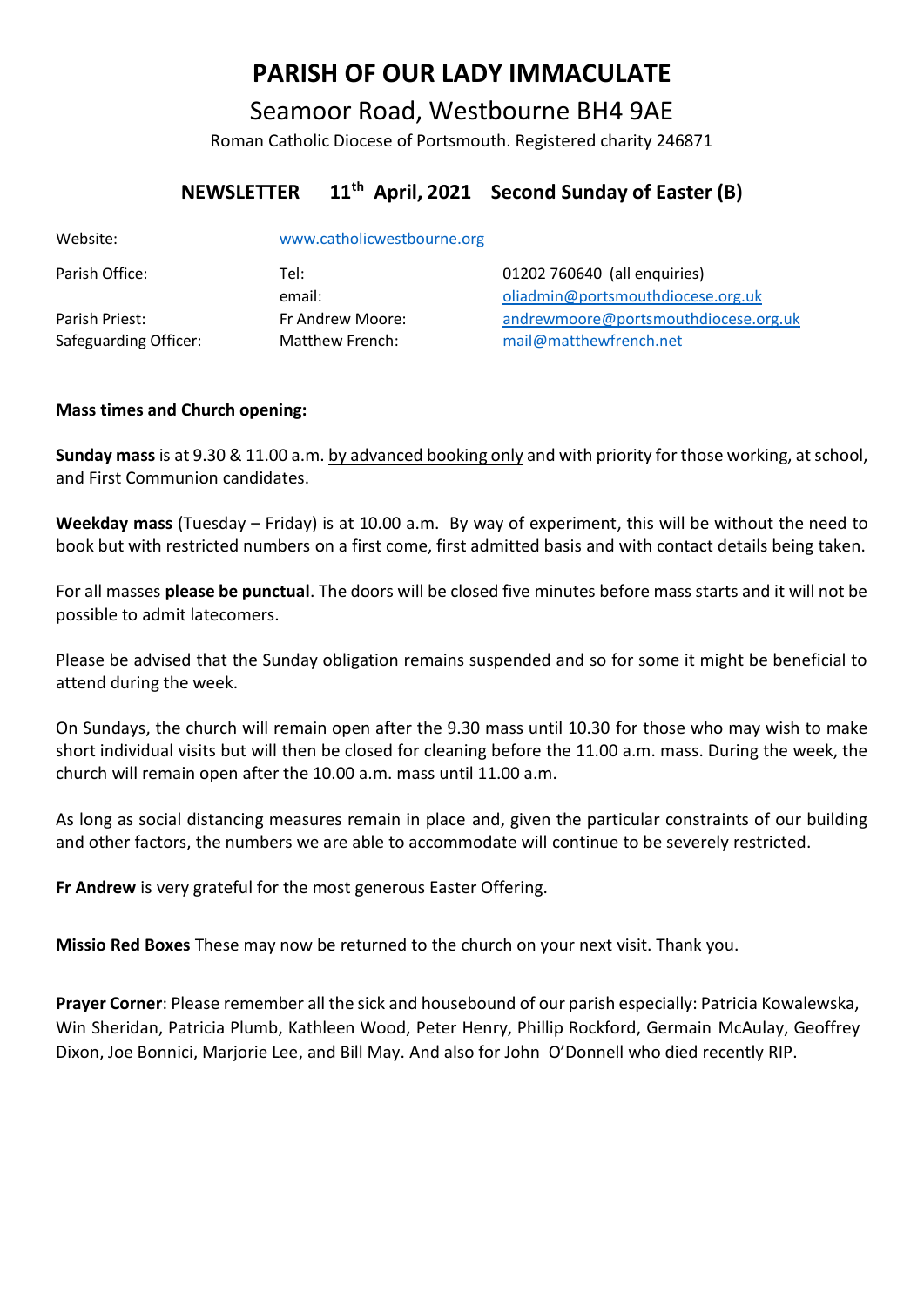# PARISH OF OUR LADY IMMACULATE

## Seamoor Road, Westbourne BH4 9AE

Roman Catholic Diocese of Portsmouth. Registered charity 246871

### NEWSLETTER 11th April, 2021 Second Sunday of Easter (B)

| | | |
|---|---|---|
| Website: | www.catholicwestbourne.org | |
| Parish Office: | Tel: | 01202 760640 (all enquiries) |
| | email: | oliadmin@portsmouthdiocese.org.uk |
| Parish Priest: | Fr Andrew Moore: | andrewmoore@portsmouthdiocese.org.uk |
| Safeguarding Officer: | Matthew French: | mail@matthewfrench.net |

**Mass times and Church opening:**

**Sunday mass** is at 9.30 & 11.00 a.m. by advanced booking only and with priority for those working, at school, and First Communion candidates.

**Weekday mass** (Tuesday – Friday) is at 10.00 a.m. By way of experiment, this will be without the need to book but with restricted numbers on a first come, first admitted basis and with contact details being taken.

For all masses **please be punctual**. The doors will be closed five minutes before mass starts and it will not be possible to admit latecomers.

Please be advised that the Sunday obligation remains suspended and so for some it might be beneficial to attend during the week.

On Sundays, the church will remain open after the 9.30 mass until 10.30 for those who may wish to make short individual visits but will then be closed for cleaning before the 11.00 a.m. mass. During the week, the church will remain open after the 10.00 a.m. mass until 11.00 a.m.

As long as social distancing measures remain in place and, given the particular constraints of our building and other factors, the numbers we are able to accommodate will continue to be severely restricted.

**Fr Andrew** is very grateful for the most generous Easter Offering.

**Missio Red Boxes** These may now be returned to the church on your next visit. Thank you.

**Prayer Corner**: Please remember all the sick and housebound of our parish especially: Patricia Kowalewska, Win Sheridan, Patricia Plumb, Kathleen Wood, Peter Henry, Phillip Rockford, Germain McAulay, Geoffrey Dixon, Joe Bonnici, Marjorie Lee, and Bill May. And also for John O'Donnell who died recently RIP.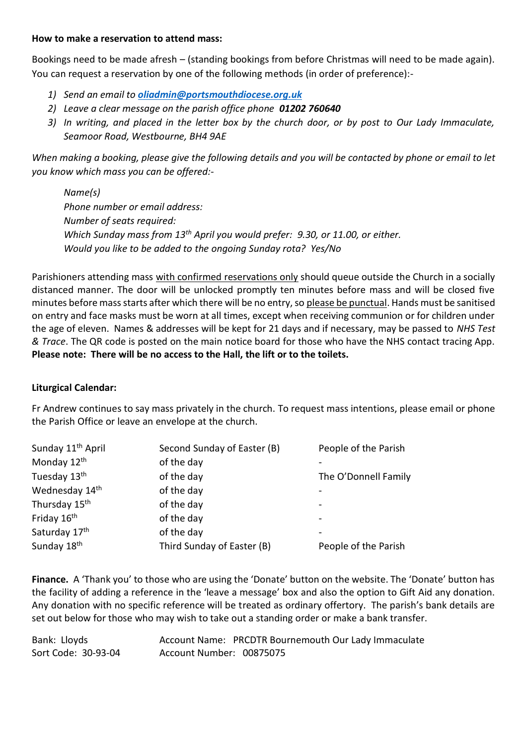**How to make a reservation to attend mass:**

Bookings need to be made afresh – (standing bookings from before Christmas will need to be made again). You can request a reservation by one of the following methods (in order of preference):-

1) *Send an email to **oliadmin@portsmouthdiocese.org.uk***
2) *Leave a clear message on the parish office phone **01202 760640***
3) *In writing, and placed in the letter box by the church door, or by post to Our Lady Immaculate, Seamoor Road, Westbourne, BH4 9AE*

*When making a booking, please give the following details and you will be contacted by phone or email to let you know which mass you can be offered:-*

*Name(s)*
*Phone number or email address:*
*Number of seats required:*
*Which Sunday mass from 13th April you would prefer: 9.30, or 11.00, or either.*
*Would you like to be added to the ongoing Sunday rota? Yes/No*

Parishioners attending mass with confirmed reservations only should queue outside the Church in a socially distanced manner. The door will be unlocked promptly ten minutes before mass and will be closed five minutes before mass starts after which there will be no entry, so please be punctual. Hands must be sanitised on entry and face masks must be worn at all times, except when receiving communion or for children under the age of eleven. Names & addresses will be kept for 21 days and if necessary, may be passed to *NHS Test & Trace*. The QR code is posted on the main notice board for those who have the NHS contact tracing App. **Please note: There will be no access to the Hall, the lift or to the toilets.**

**Liturgical Calendar:**

Fr Andrew continues to say mass privately in the church. To request mass intentions, please email or phone the Parish Office or leave an envelope at the church.

| | | |
|---|---|---|
| Sunday 11th April | Second Sunday of Easter (B) | People of the Parish |
| Monday 12th | of the day | - |
| Tuesday 13th | of the day | The O'Donnell Family |
| Wednesday 14th | of the day | - |
| Thursday 15th | of the day | - |
| Friday 16th | of the day | - |
| Saturday 17th | of the day | - |
| Sunday 18th | Third Sunday of Easter (B) | People of the Parish |

**Finance.** A 'Thank you' to those who are using the 'Donate' button on the website. The 'Donate' button has the facility of adding a reference in the 'leave a message' box and also the option to Gift Aid any donation. Any donation with no specific reference will be treated as ordinary offertory. The parish's bank details are set out below for those who may wish to take out a standing order or make a bank transfer.

| | |
|---|---|
| Bank: Lloyds | Account Name: PRCDTR Bournemouth Our Lady Immaculate |
| Sort Code: 30-93-04 | Account Number: 00875075 |